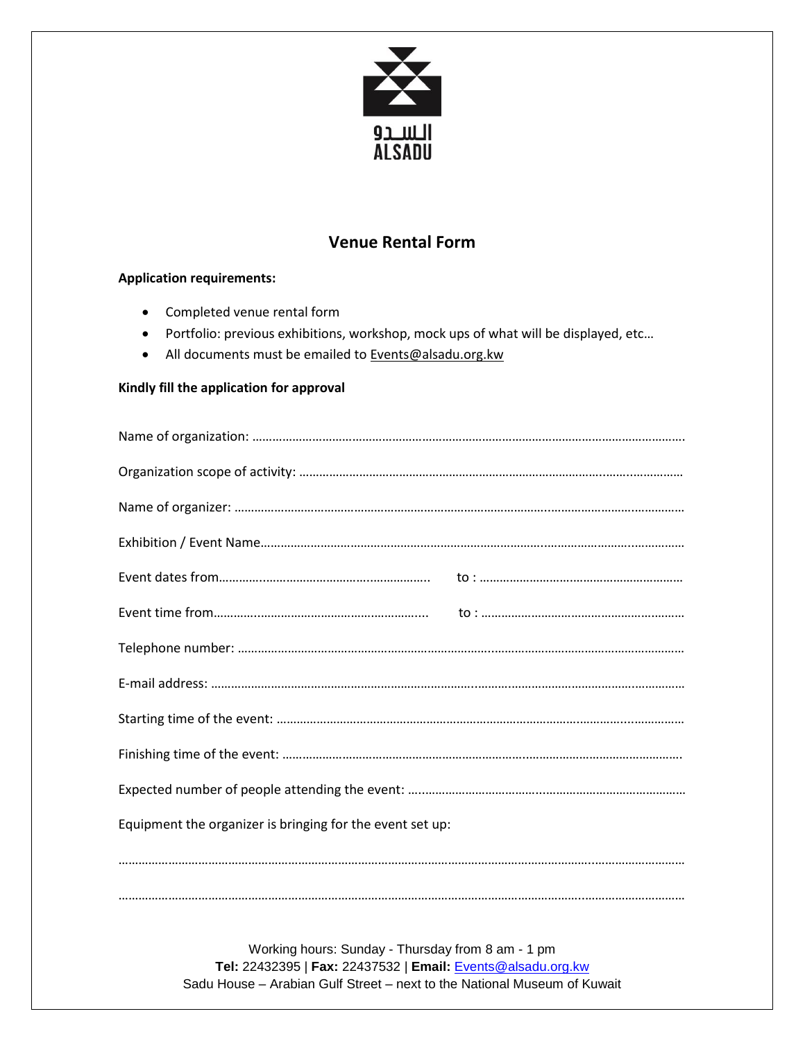السدو
ALSADU

# Venue Rental Form

**Application requirements:**

- Completed venue rental form
- Portfolio: previous exhibitions, workshop, mock ups of what will be displayed, etc…
- All documents must be emailed to Events@alsadu.org.kw

**Kindly fill the application for approval**

Name of organization: …………………………………………………………………………………………………………………

Organization scope of activity: ……………………………………………………………………………………………………

Name of organizer: ………………………………………………………………………………………………………………………

Exhibition / Event Name……………………………………………………………………………………………………………

Event dates from……………………………………………………… to : ……………………………………………………

Event time from……………………………………………………… to : ……………………………………………………

Telephone number: ……………………………………………………………………………………………………………………

E-mail address: …………………………………………………………………………………………………………………………

Starting time of the event: …………………………………………………………………………………………………………

Finishing time of the event: ………………………………………………………………………………………………………

Expected number of people attending the event: ……………………………………………………………………………

Equipment the organizer is bringing for the event set up:

……………………………………………………………………………………………………………………………………………………

……………………………………………………………………………………………………………………………………………………

Working hours: Sunday - Thursday from 8 am - 1 pm
**Tel:** 22432395 | **Fax:** 22437532 | **Email:** Events@alsadu.org.kw
Sadu House – Arabian Gulf Street – next to the National Museum of Kuwait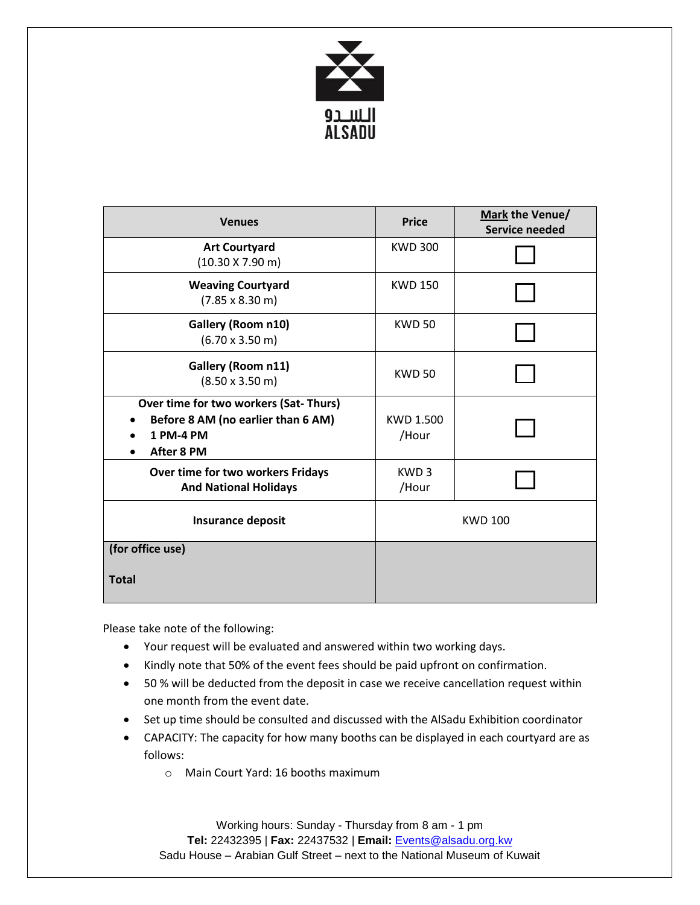السدو
ALSADU

| Venues | Price | **Mark** the Venue/ Service needed |
|---|---|---|
| **Art Courtyard** (10.30 X 7.90 m) | KWD 300 | ☐ |
| **Weaving Courtyard** (7.85 x 8.30 m) | KWD 150 | ☐ |
| **Gallery (Room n10)** (6.70 x 3.50 m) | KWD 50 | ☐ |
| **Gallery (Room n11)** (8.50 x 3.50 m) | KWD 50 | ☐ |
| **Over time for two workers (Sat- Thurs)** • **Before 8 AM (no earlier than 6 AM)** • **1 PM-4 PM** • **After 8 PM** | KWD 1.500 /Hour | ☐ |
| **Over time for two workers Fridays And National Holidays** | KWD 3 /Hour | ☐ |
| **Insurance deposit** | KWD 100 | |
| **(for office use)** **Total** | | |

Please take note of the following:

- Your request will be evaluated and answered within two working days.
- Kindly note that 50% of the event fees should be paid upfront on confirmation.
- 50 % will be deducted from the deposit in case we receive cancellation request within one month from the event date.
- Set up time should be consulted and discussed with the AlSadu Exhibition coordinator
- CAPACITY: The capacity for how many booths can be displayed in each courtyard are as follows:
  - Main Court Yard: 16 booths maximum

Working hours: Sunday - Thursday from 8 am - 1 pm
**Tel:** 22432395 | **Fax:** 22437532 | **Email:** Events@alsadu.org.kw
Sadu House – Arabian Gulf Street – next to the National Museum of Kuwait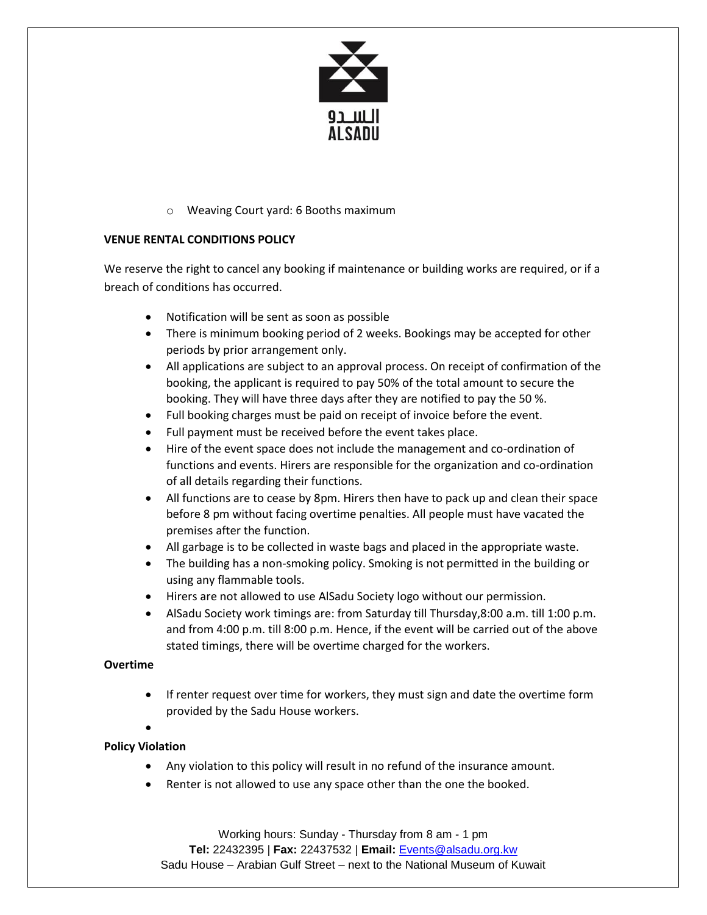- Weaving Court yard: 6 Booths maximum

**VENUE RENTAL CONDITIONS POLICY**

We reserve the right to cancel any booking if maintenance or building works are required, or if a breach of conditions has occurred.

- Notification will be sent as soon as possible
- There is minimum booking period of 2 weeks. Bookings may be accepted for other periods by prior arrangement only.
- All applications are subject to an approval process. On receipt of confirmation of the booking, the applicant is required to pay 50% of the total amount to secure the booking. They will have three days after they are notified to pay the 50 %.
- Full booking charges must be paid on receipt of invoice before the event.
- Full payment must be received before the event takes place.
- Hire of the event space does not include the management and co-ordination of functions and events. Hirers are responsible for the organization and co-ordination of all details regarding their functions.
- All functions are to cease by 8pm. Hirers then have to pack up and clean their space before 8 pm without facing overtime penalties. All people must have vacated the premises after the function.
- All garbage is to be collected in waste bags and placed in the appropriate waste.
- The building has a non-smoking policy. Smoking is not permitted in the building or using any flammable tools.
- Hirers are not allowed to use AlSadu Society logo without our permission.
- AlSadu Society work timings are: from Saturday till Thursday,8:00 a.m. till 1:00 p.m. and from 4:00 p.m. till 8:00 p.m. Hence, if the event will be carried out of the above stated timings, there will be overtime charged for the workers.

**Overtime**

- If renter request over time for workers, they must sign and date the overtime form provided by the Sadu House workers.

**Policy Violation**

- Any violation to this policy will result in no refund of the insurance amount.
- Renter is not allowed to use any space other than the one the booked.

Working hours: Sunday - Thursday from 8 am - 1 pm
**Tel:** 22432395 | **Fax:** 22437532 | **Email:** Events@alsadu.org.kw
Sadu House – Arabian Gulf Street – next to the National Museum of Kuwait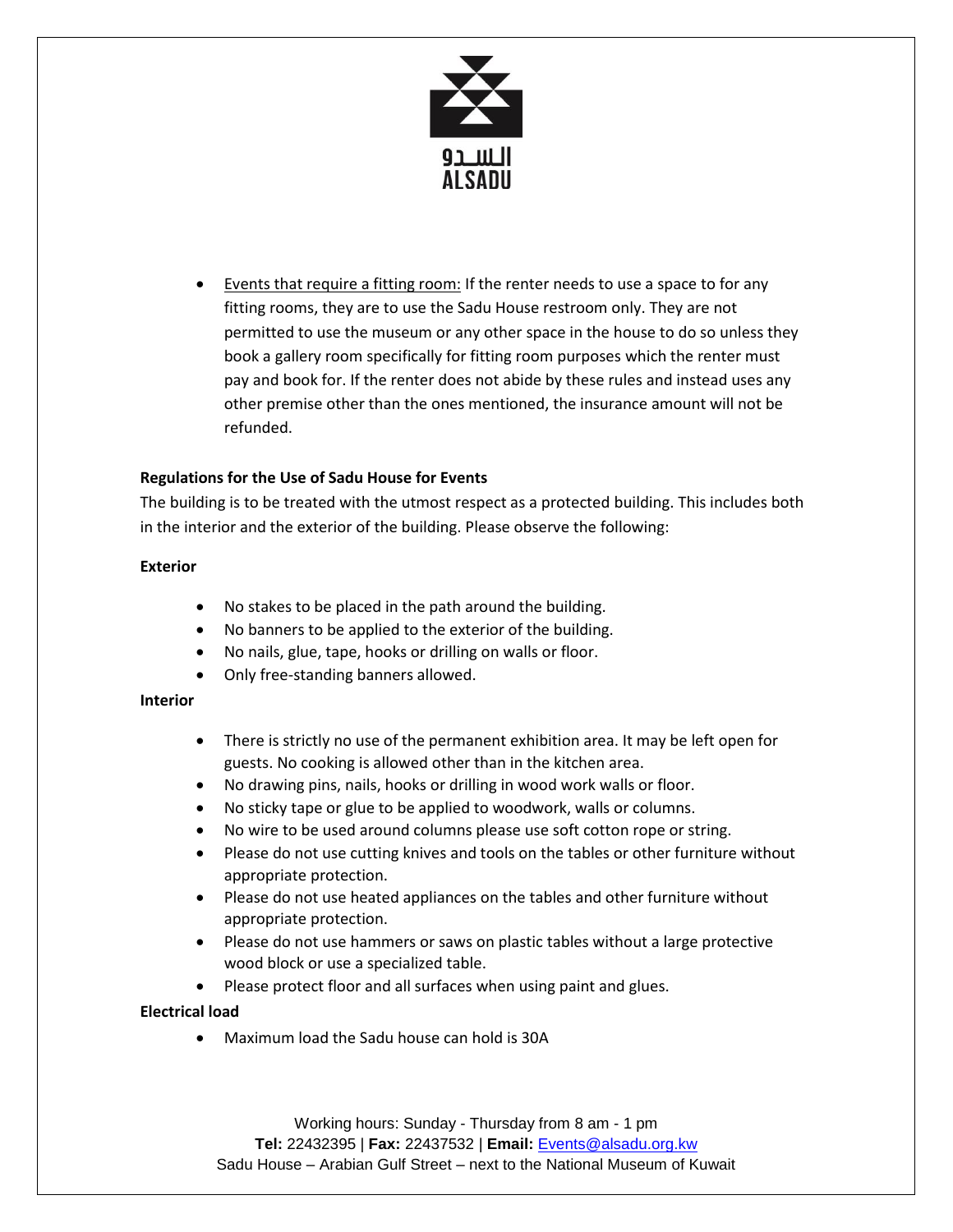- <u>Events that require a fitting room:</u> If the renter needs to use a space to for any fitting rooms, they are to use the Sadu House restroom only. They are not permitted to use the museum or any other space in the house to do so unless they book a gallery room specifically for fitting room purposes which the renter must pay and book for. If the renter does not abide by these rules and instead uses any other premise other than the ones mentioned, the insurance amount will not be refunded.

**Regulations for the Use of Sadu House for Events**

The building is to be treated with the utmost respect as a protected building. This includes both in the interior and the exterior of the building. Please observe the following:

**Exterior**

- No stakes to be placed in the path around the building.
- No banners to be applied to the exterior of the building.
- No nails, glue, tape, hooks or drilling on walls or floor.
- Only free-standing banners allowed.

**Interior**

- There is strictly no use of the permanent exhibition area. It may be left open for guests. No cooking is allowed other than in the kitchen area.
- No drawing pins, nails, hooks or drilling in wood work walls or floor.
- No sticky tape or glue to be applied to woodwork, walls or columns.
- No wire to be used around columns please use soft cotton rope or string.
- Please do not use cutting knives and tools on the tables or other furniture without appropriate protection.
- Please do not use heated appliances on the tables and other furniture without appropriate protection.
- Please do not use hammers or saws on plastic tables without a large protective wood block or use a specialized table.
- Please protect floor and all surfaces when using paint and glues.

**Electrical load**

- Maximum load the Sadu house can hold is 30A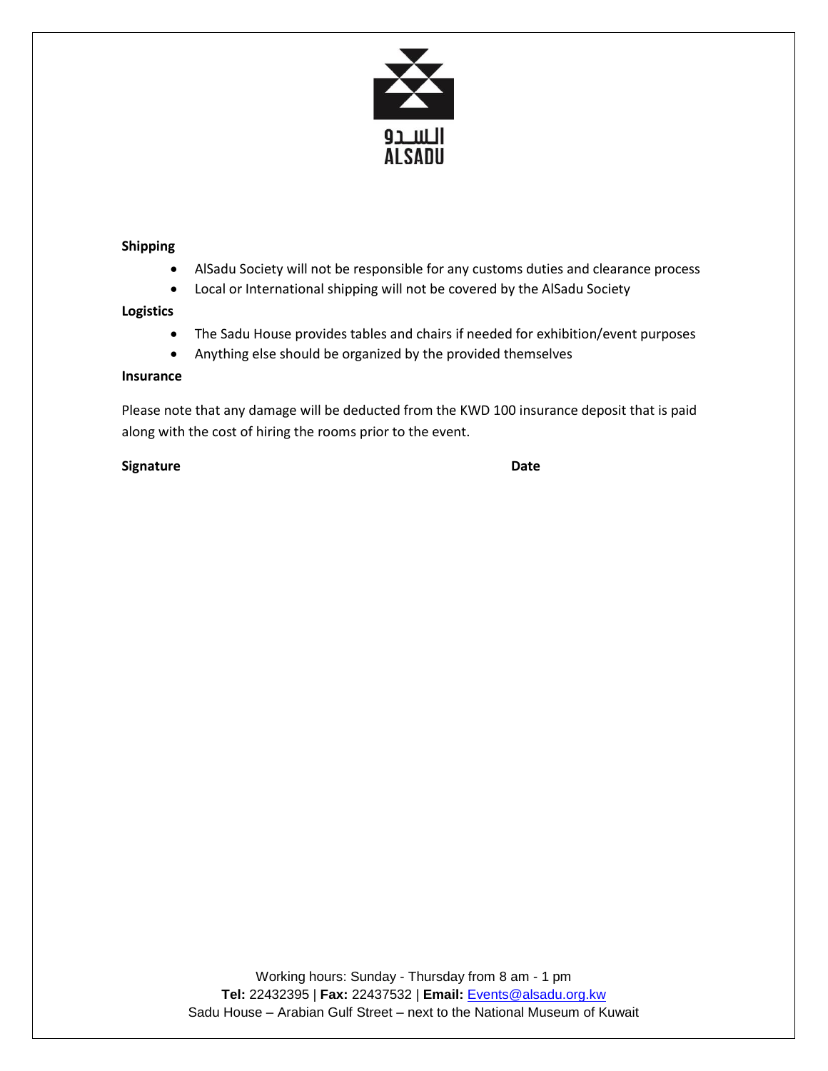السدو
ALSADU

**Shipping**

- AlSadu Society will not be responsible for any customs duties and clearance process
- Local or International shipping will not be covered by the AlSadu Society

**Logistics**

- The Sadu House provides tables and chairs if needed for exhibition/event purposes
- Anything else should be organized by the provided themselves

**Insurance**

Please note that any damage will be deducted from the KWD 100 insurance deposit that is paid along with the cost of hiring the rooms prior to the event.

**Signature** **Date**

Working hours: Sunday - Thursday from 8 am - 1 pm
**Tel:** 22432395 | **Fax:** 22437532 | **Email:** Events@alsadu.org.kw
Sadu House – Arabian Gulf Street – next to the National Museum of Kuwait